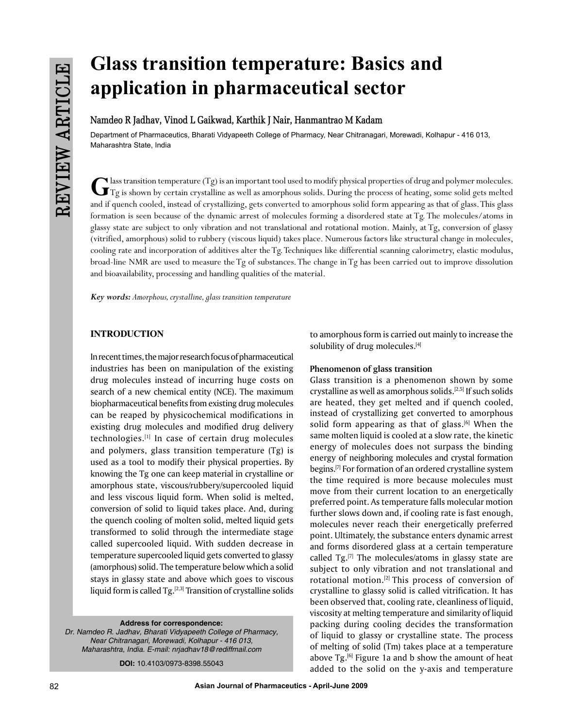# Glass transition temperature: Basics and application in pharmaceutical sector

**Namdeo R Jadhav, Vinod L Gaikwad, Karthik J Nair, Hanmantrao M Kadam**

Department of Pharmaceutics, Bharati Vidyapeeth College of Pharmacy, Near Chitranagari, Morewadi, Kolhapur - 416 013, Maharashtra State, India

Glass transition temperature (Tg) is an important tool used to modify physical properties of drug and polymer molecules. Tg is shown by certain crystalline as well as amorphous solids. During the process of heating, some solid gets melted and if quench cooled, instead of crystallizing, gets converted to amorphous solid form appearing as that of glass. This glass formation is seen because of the dynamic arrest of molecules forming a disordered state at Tg. The molecules/atoms in glassy state are subject to only vibration and not translational and rotational motion. Mainly, at Tg, conversion of glassy (vitrified, amorphous) solid to rubbery (viscous liquid) takes place. Numerous factors like structural change in molecules, cooling rate and incorporation of additives alter the Tg. Techniques like differential scanning calorimetry, elastic modulus, broad-line NMR are used to measure the Tg of substances. The change in Tg has been carried out to improve dissolution and bioavailability, processing and handling qualities of the material.

***Key words:*** *Amorphous, crystalline, glass transition temperature*

## INTRODUCTION

In recent times, the major research focus of pharmaceutical industries has been on manipulation of the existing drug molecules instead of incurring huge costs on search of a new chemical entity (NCE). The maximum biopharmaceutical benefits from existing drug molecules can be reaped by physicochemical modifications in existing drug molecules and modified drug delivery technologies.[1] In case of certain drug molecules and polymers, glass transition temperature (Tg) is used as a tool to modify their physical properties. By knowing the Tg one can keep material in crystalline or amorphous state, viscous/rubbery/supercooled liquid and less viscous liquid form. When solid is melted, conversion of solid to liquid takes place. And, during the quench cooling of molten solid, melted liquid gets transformed to solid through the intermediate stage called supercooled liquid. With sudden decrease in temperature supercooled liquid gets converted to glassy (amorphous) solid. The temperature below which a solid stays in glassy state and above which goes to viscous liquid form is called Tg.[2,3] Transition of crystalline solids to amorphous form is carried out mainly to increase the solubility of drug molecules.[4]

**Address for correspondence:**
*Dr. Namdeo R. Jadhav, Bharati Vidyapeeth College of Pharmacy, Near Chitranagari, Morewadi, Kolhapur - 416 013, Maharashtra, India. E-mail: nrjadhav18@rediffmail.com*

**DOI:** 10.4103/0973-8398.55043

### Phenomenon of glass transition

Glass transition is a phenomenon shown by some crystalline as well as amorphous solids.[2,5] If such solids are heated, they get melted and if quench cooled, instead of crystallizing get converted to amorphous solid form appearing as that of glass.[6] When the same molten liquid is cooled at a slow rate, the kinetic energy of molecules does not surpass the binding energy of neighboring molecules and crystal formation begins.[7] For formation of an ordered crystalline system the time required is more because molecules must move from their current location to an energetically preferred point. As temperature falls molecular motion further slows down and, if cooling rate is fast enough, molecules never reach their energetically preferred point. Ultimately, the substance enters dynamic arrest and forms disordered glass at a certain temperature called Tg.[7] The molecules/atoms in glassy state are subject to only vibration and not translational and rotational motion.[2] This process of conversion of crystalline to glassy solid is called vitrification. It has been observed that, cooling rate, cleanliness of liquid, viscosity at melting temperature and similarity of liquid packing during cooling decides the transformation of liquid to glassy or crystalline state. The process of melting of solid (Tm) takes place at a temperature above Tg.[6] Figure 1a and b show the amount of heat added to the solid on the y-axis and temperature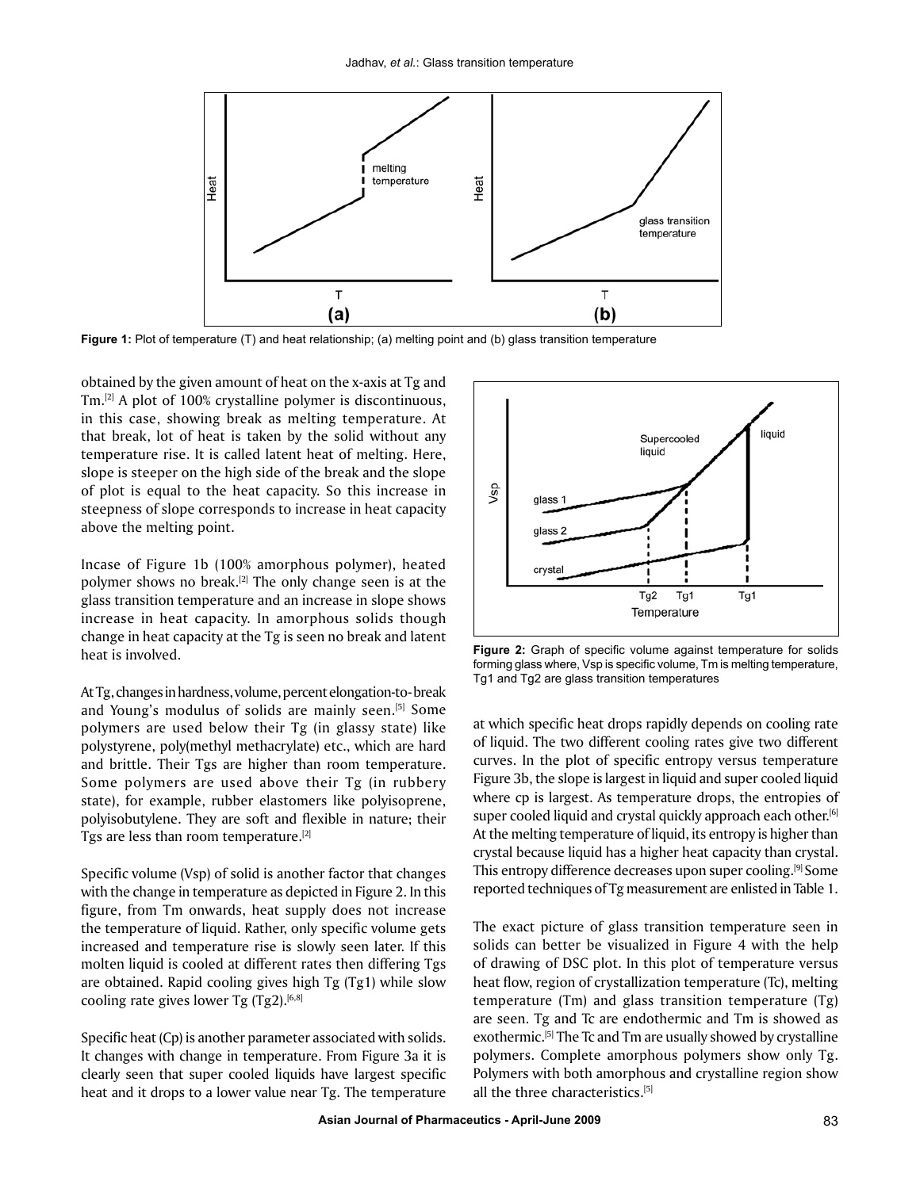Figure 1: Plot of temperature (T) and heat relationship; (a) melting point and (b) glass transition temperature

obtained by the given amount of heat on the x-axis at Tg and Tm.[2] A plot of 100% crystalline polymer is discontinuous, in this case, showing break as melting temperature. At that break, lot of heat is taken by the solid without any temperature rise. It is called latent heat of melting. Here, slope is steeper on the high side of the break and the slope of plot is equal to the heat capacity. So this increase in steepness of slope corresponds to increase in heat capacity above the melting point.

Incase of Figure 1b (100% amorphous polymer), heated polymer shows no break.[2] The only change seen is at the glass transition temperature and an increase in slope shows increase in heat capacity. In amorphous solids though change in heat capacity at the Tg is seen no break and latent heat is involved.

At Tg, changes in hardness, volume, percent elongation-to-break and Young's modulus of solids are mainly seen.[5] Some polymers are used below their Tg (in glassy state) like polystyrene, poly(methyl methacrylate) etc., which are hard and brittle. Their Tgs are higher than room temperature. Some polymers are used above their Tg (in rubbery state), for example, rubber elastomers like polyisoprene, polyisobutylene. They are soft and flexible in nature; their Tgs are less than room temperature.[2]

Specific volume (Vsp) of solid is another factor that changes with the change in temperature as depicted in Figure 2. In this figure, from Tm onwards, heat supply does not increase the temperature of liquid. Rather, only specific volume gets increased and temperature rise is slowly seen later. If this molten liquid is cooled at different rates then differing Tgs are obtained. Rapid cooling gives high Tg (Tg1) while slow cooling rate gives lower Tg (Tg2).[6,8]

Specific heat (Cp) is another parameter associated with solids. It changes with change in temperature. From Figure 3a it is clearly seen that super cooled liquids have largest specific heat and it drops to a lower value near Tg. The temperature at which specific heat drops rapidly depends on cooling rate of liquid. The two different cooling rates give two different curves. In the plot of specific entropy versus temperature Figure 3b, the slope is largest in liquid and super cooled liquid where cp is largest. As temperature drops, the entropies of super cooled liquid and crystal quickly approach each other.[6] At the melting temperature of liquid, its entropy is higher than crystal because liquid has a higher heat capacity than crystal. This entropy difference decreases upon super cooling.[9] Some reported techniques of Tg measurement are enlisted in Table 1.

Figure 2: Graph of specific volume against temperature for solids forming glass where, Vsp is specific volume, Tm is melting temperature, Tg1 and Tg2 are glass transition temperatures

The exact picture of glass transition temperature seen in solids can better be visualized in Figure 4 with the help of drawing of DSC plot. In this plot of temperature versus heat flow, region of crystallization temperature (Tc), melting temperature (Tm) and glass transition temperature (Tg) are seen. Tg and Tc are endothermic and Tm is showed as exothermic.[5] The Tc and Tm are usually showed by crystalline polymers. Complete amorphous polymers show only Tg. Polymers with both amorphous and crystalline region show all the three characteristics.[5]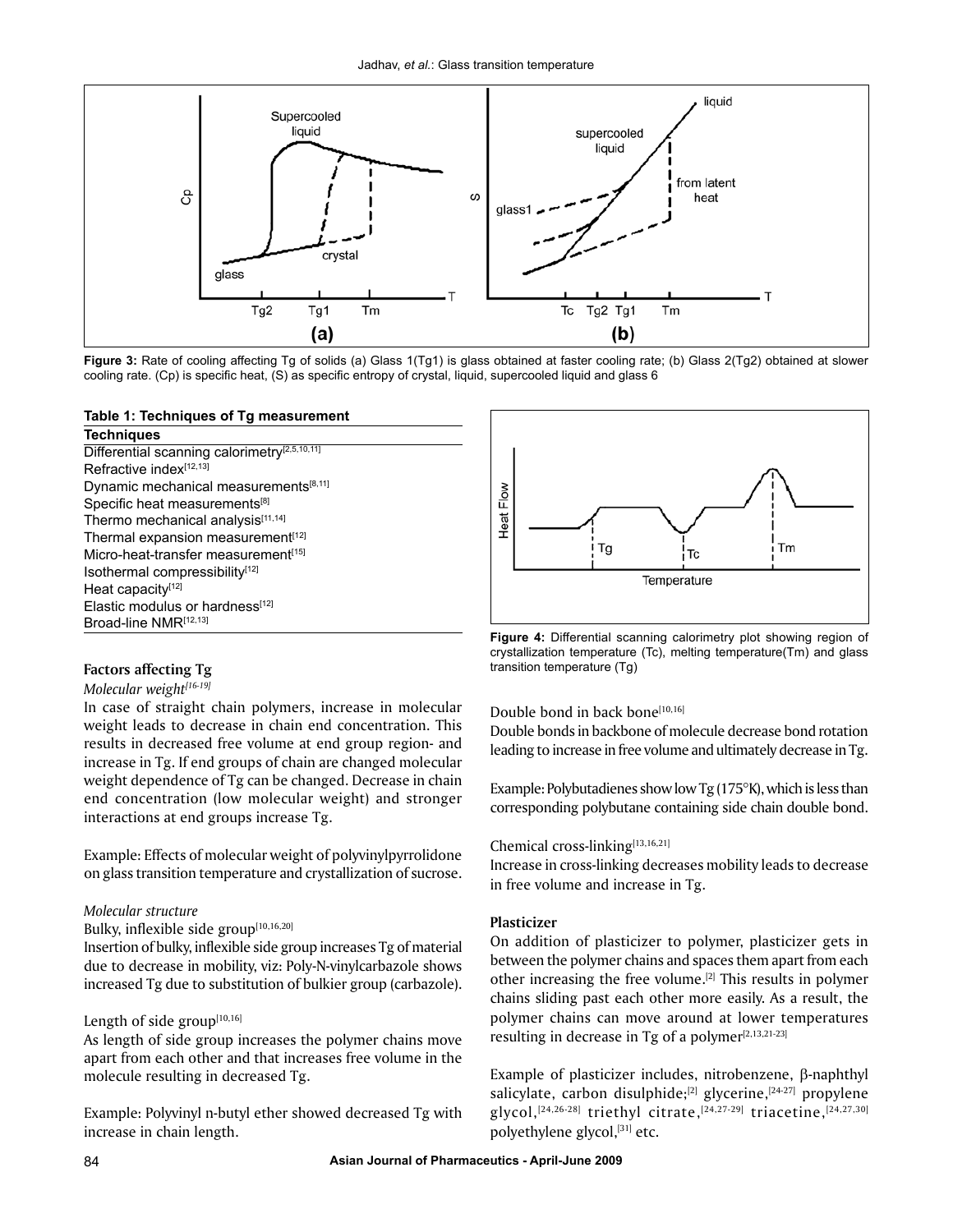Figure 3: Rate of cooling affecting Tg of solids (a) Glass 1(Tg1) is glass obtained at faster cooling rate; (b) Glass 2(Tg2) obtained at slower cooling rate. (Cp) is specific heat, (S) as specific entropy of crystal, liquid, supercooled liquid and glass 6

**Table 1: Techniques of Tg measurement**

| Techniques |
|---|
| Differential scanning calorimetry[2,5,10,11] |
| Refractive index[12,13] |
| Dynamic mechanical measurements[8,11] |
| Specific heat measurements[8] |
| Thermo mechanical analysis[11,14] |
| Thermal expansion measurement[12] |
| Micro-heat-transfer measurement[15] |
| Isothermal compressibility[12] |
| Heat capacity[12] |
| Elastic modulus or hardness[12] |
| Broad-line NMR[12,13] |

Figure 4: Differential scanning calorimetry plot showing region of crystallization temperature (Tc), melting temperature(Tm) and glass transition temperature (Tg)

### Factors affecting Tg

*Molecular weight[16-19]*

In case of straight chain polymers, increase in molecular weight leads to decrease in chain end concentration. This results in decreased free volume at end group region- and increase in Tg. If end groups of chain are changed molecular weight dependence of Tg can be changed. Decrease in chain end concentration (low molecular weight) and stronger interactions at end groups increase Tg.

Example: Effects of molecular weight of polyvinylpyrrolidone on glass transition temperature and crystallization of sucrose.

*Molecular structure*

Bulky, inflexible side group[10,16,20]

Insertion of bulky, inflexible side group increases Tg of material due to decrease in mobility, viz: Poly-N-vinylcarbazole shows increased Tg due to substitution of bulkier group (carbazole).

Length of side group[10,16]

As length of side group increases the polymer chains move apart from each other and that increases free volume in the molecule resulting in decreased Tg.

Example: Polyvinyl n-butyl ether showed decreased Tg with increase in chain length.

Double bond in back bone[10,16]

Double bonds in backbone of molecule decrease bond rotation leading to increase in free volume and ultimately decrease in Tg.

Example: Polybutadienes show low Tg (175°K), which is less than corresponding polybutane containing side chain double bond.

Chemical cross-linking[13,16,21]

Increase in cross-linking decreases mobility leads to decrease in free volume and increase in Tg.

### Plasticizer

On addition of plasticizer to polymer, plasticizer gets in between the polymer chains and spaces them apart from each other increasing the free volume.[2] This results in polymer chains sliding past each other more easily. As a result, the polymer chains can move around at lower temperatures resulting in decrease in Tg of a polymer[2,13,21-23]

Example of plasticizer includes, nitrobenzene, β-naphthyl salicylate, carbon disulphide;[2] glycerine,[24-27] propylene glycol,[24,26-28] triethyl citrate,[24,27-29] triacetine,[24,27,30] polyethylene glycol,[31] etc.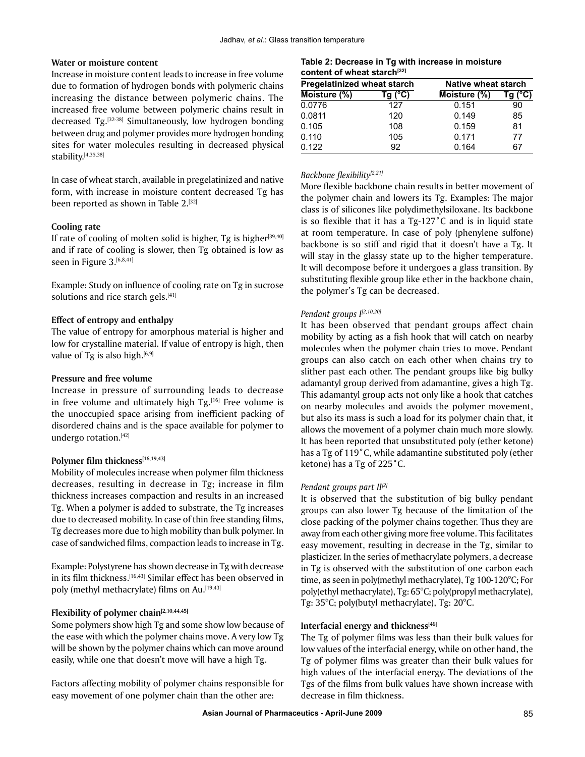### Water or moisture content

Increase in moisture content leads to increase in free volume due to formation of hydrogen bonds with polymeric chains increasing the distance between polymeric chains. The increased free volume between polymeric chains result in decreased Tg.[32-38] Simultaneously, low hydrogen bonding between drug and polymer provides more hydrogen bonding sites for water molecules resulting in decreased physical stability.[4,35,38]

In case of wheat starch, available in pregelatinized and native form, with increase in moisture content decreased Tg has been reported as shown in Table 2.[32]

**Table 2: Decrease in Tg with increase in moisture content of wheat starch[32]**

| Pregelatinized wheat starch | | Native wheat starch | |
|---|---|---|---|
| Moisture (%) | Tg (°C) | Moisture (%) | Tg (°C) |
| 0.0776 | 127 | 0.151 | 90 |
| 0.0811 | 120 | 0.149 | 85 |
| 0.105 | 108 | 0.159 | 81 |
| 0.110 | 105 | 0.171 | 77 |
| 0.122 | 92 | 0.164 | 67 |

### Cooling rate

If rate of cooling of molten solid is higher, Tg is higher[39,40] and if rate of cooling is slower, then Tg obtained is low as seen in Figure 3.[6,8,41]

Example: Study on influence of cooling rate on Tg in sucrose solutions and rice starch gels.[41]

### Effect of entropy and enthalpy

The value of entropy for amorphous material is higher and low for crystalline material. If value of entropy is high, then value of Tg is also high.[6,9]

### Pressure and free volume

Increase in pressure of surrounding leads to decrease in free volume and ultimately high Tg.[16] Free volume is the unoccupied space arising from inefficient packing of disordered chains and is the space available for polymer to undergo rotation.[42]

### Polymer film thickness[16,19,43]

Mobility of molecules increase when polymer film thickness decreases, resulting in decrease in Tg; increase in film thickness increases compaction and results in an increased Tg. When a polymer is added to substrate, the Tg increases due to decreased mobility. In case of thin free standing films, Tg decreases more due to high mobility than bulk polymer. In case of sandwiched films, compaction leads to increase in Tg.

Example: Polystyrene has shown decrease in Tg with decrease in its film thickness.[16,43] Similar effect has been observed in poly (methyl methacrylate) films on Au.[19,43]

### Flexibility of polymer chain[2,10,44,45]

Some polymers show high Tg and some show low because of the ease with which the polymer chains move. A very low Tg will be shown by the polymer chains which can move around easily, while one that doesn't move will have a high Tg.

Factors affecting mobility of polymer chains responsible for easy movement of one polymer chain than the other are:

#### *Backbone flexibility[2,21]*

More flexible backbone chain results in better movement of the polymer chain and lowers its Tg. Examples: The major class is of silicones like polydimethylsiloxane. Its backbone is so flexible that it has a Tg-127˚C and is in liquid state at room temperature. In case of poly (phenylene sulfone) backbone is so stiff and rigid that it doesn't have a Tg. It will stay in the glassy state up to the higher temperature. It will decompose before it undergoes a glass transition. By substituting flexible group like ether in the backbone chain, the polymer's Tg can be decreased.

#### *Pendant groups I[2,10,20]*

It has been observed that pendant groups affect chain mobility by acting as a fish hook that will catch on nearby molecules when the polymer chain tries to move. Pendant groups can also catch on each other when chains try to slither past each other. The pendant groups like big bulky adamantyl group derived from adamantine, gives a high Tg. This adamantyl group acts not only like a hook that catches on nearby molecules and avoids the polymer movement, but also its mass is such a load for its polymer chain that, it allows the movement of a polymer chain much more slowly. It has been reported that unsubstituted poly (ether ketone) has a Tg of 119˚C, while adamantine substituted poly (ether ketone) has a Tg of 225˚C.

#### *Pendant groups part II[2]*

It is observed that the substitution of big bulky pendant groups can also lower Tg because of the limitation of the close packing of the polymer chains together. Thus they are away from each other giving more free volume. This facilitates easy movement, resulting in decrease in the Tg, similar to plasticizer. In the series of methacrylate polymers, a decrease in Tg is observed with the substitution of one carbon each time, as seen in poly(methyl methacrylate), Tg 100-120°C; For poly(ethyl methacrylate), Tg: 65°C; poly(propyl methacrylate), Tg: 35°C; poly(butyl methacrylate), Tg: 20°C.

### Interfacial energy and thickness[46]

The Tg of polymer films was less than their bulk values for low values of the interfacial energy, while on other hand, the Tg of polymer films was greater than their bulk values for high values of the interfacial energy. The deviations of the Tgs of the films from bulk values have shown increase with decrease in film thickness.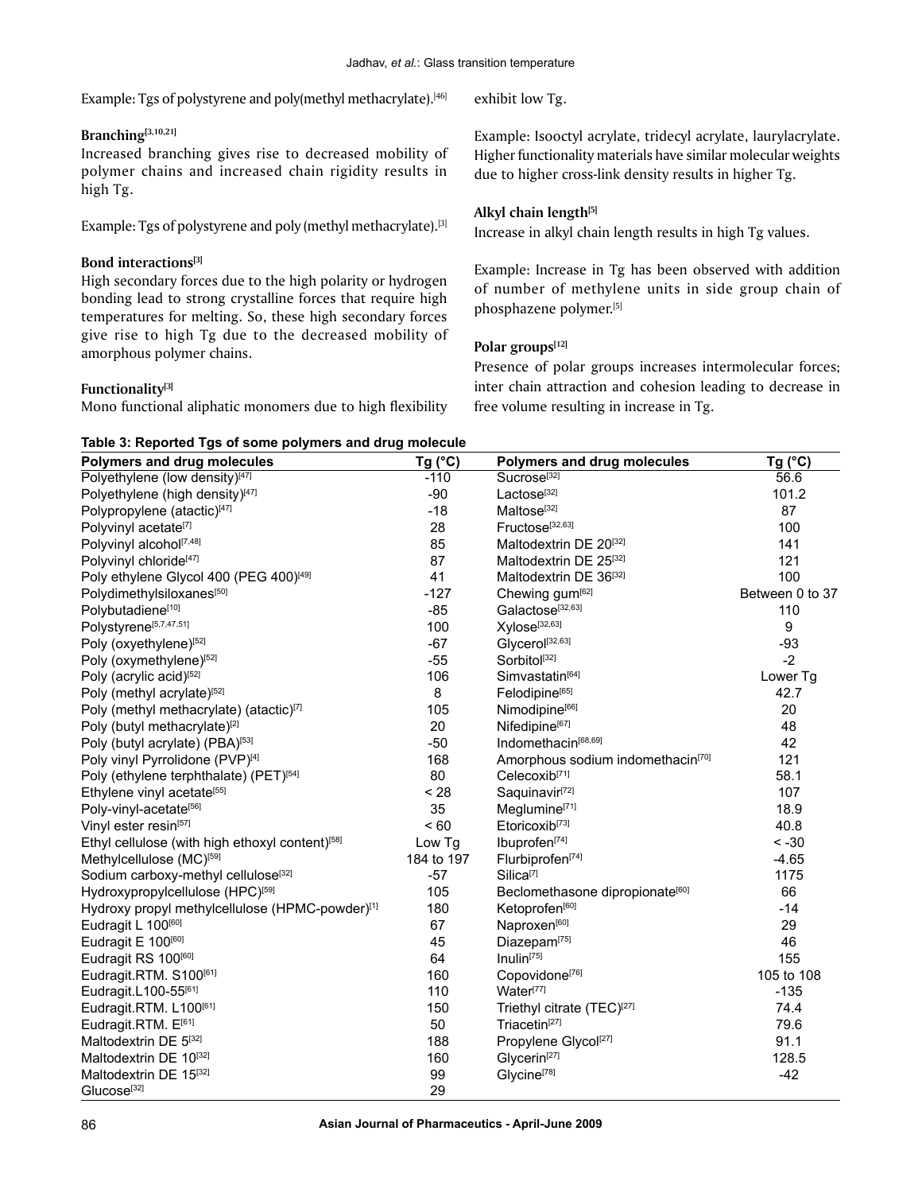Example: Tgs of polystyrene and poly(methyl methacrylate).[46]

### Branching[3,10,21]

Increased branching gives rise to decreased mobility of polymer chains and increased chain rigidity results in high Tg.

Example: Tgs of polystyrene and poly (methyl methacrylate).[3]

### Bond interactions[3]

High secondary forces due to the high polarity or hydrogen bonding lead to strong crystalline forces that require high temperatures for melting. So, these high secondary forces give rise to high Tg due to the decreased mobility of amorphous polymer chains.

### Functionality[3]

Mono functional aliphatic monomers due to high flexibility exhibit low Tg.

Example: Isooctyl acrylate, tridecyl acrylate, laurylacrylate. Higher functionality materials have similar molecular weights due to higher cross-link density results in higher Tg.

### Alkyl chain length[5]

Increase in alkyl chain length results in high Tg values.

Example: Increase in Tg has been observed with addition of number of methylene units in side group chain of phosphazene polymer.[5]

### Polar groups[12]

Presence of polar groups increases intermolecular forces; inter chain attraction and cohesion leading to decrease in free volume resulting in increase in Tg.

**Table 3: Reported Tgs of some polymers and drug molecule**

| Polymers and drug molecules | Tg (°C) | Polymers and drug molecules | Tg (°C) |
|---|---|---|---|
| Polyethylene (low density)[47] | -110 | Sucrose[32] | 56.6 |
| Polyethylene (high density)[47] | -90 | Lactose[32] | 101.2 |
| Polypropylene (atactic)[47] | -18 | Maltose[32] | 87 |
| Polyvinyl acetate[7] | 28 | Fructose[32,63] | 100 |
| Polyvinyl alcohol[7,48] | 85 | Maltodextrin DE 20[32] | 141 |
| Polyvinyl chloride[47] | 87 | Maltodextrin DE 25[32] | 121 |
| Poly ethylene Glycol 400 (PEG 400)[49] | 41 | Maltodextrin DE 36[32] | 100 |
| Polydimethylsiloxanes[50] | -127 | Chewing gum[62] | Between 0 to 37 |
| Polybutadiene[10] | -85 | Galactose[32,63] | 110 |
| Polystyrene[5,7,47,51] | 100 | Xylose[32,63] | 9 |
| Poly (oxyethylene)[52] | -67 | Glycerol[32,63] | -93 |
| Poly (oxymethylene)[52] | -55 | Sorbitol[32] | -2 |
| Poly (acrylic acid)[52] | 106 | Simvastatin[64] | Lower Tg |
| Poly (methyl acrylate)[52] | 8 | Felodipine[65] | 42.7 |
| Poly (methyl methacrylate) (atactic)[7] | 105 | Nimodipine[66] | 20 |
| Poly (butyl methacrylate)[2] | 20 | Nifedipine[67] | 48 |
| Poly (butyl acrylate) (PBA)[53] | -50 | Indomethacin[68,69] | 42 |
| Poly vinyl Pyrrolidone (PVP)[4] | 168 | Amorphous sodium indomethacin[70] | 121 |
| Poly (ethylene terphthalate) (PET)[54] | 80 | Celecoxib[71] | 58.1 |
| Ethylene vinyl acetate[55] | < 28 | Saquinavir[72] | 107 |
| Poly-vinyl-acetate[56] | 35 | Meglumine[71] | 18.9 |
| Vinyl ester resin[57] | < 60 | Etoricoxib[73] | 40.8 |
| Ethyl cellulose (with high ethoxyl content)[58] | Low Tg | Ibuprofen[74] | < -30 |
| Methylcellulose (MC)[59] | 184 to 197 | Flurbiprofen[74] | -4.65 |
| Sodium carboxy-methyl cellulose[32] | -57 | Silica[7] | 1175 |
| Hydroxypropylcellulose (HPC)[59] | 105 | Beclomethasone dipropionate[60] | 66 |
| Hydroxy propyl methylcellulose (HPMC-powder)[1] | 180 | Ketoprofen[60] | -14 |
| Eudragit L 100[60] | 67 | Naproxen[60] | 29 |
| Eudragit E 100[60] | 45 | Diazepam[75] | 46 |
| Eudragit RS 100[60] | 64 | Inulin[75] | 155 |
| Eudragit.RTM. S100[61] | 160 | Copovidone[76] | 105 to 108 |
| Eudragit.L100-55[61] | 110 | Water[77] | -135 |
| Eudragit.RTM. L100[61] | 150 | Triethyl citrate (TEC)[27] | 74.4 |
| Eudragit.RTM. E[61] | 50 | Triacetin[27] | 79.6 |
| Maltodextrin DE 5[32] | 188 | Propylene Glycol[27] | 91.1 |
| Maltodextrin DE 10[32] | 160 | Glycerin[27] | 128.5 |
| Maltodextrin DE 15[32] | 99 | Glycine[78] | -42 |
| Glucose[32] | 29 | | |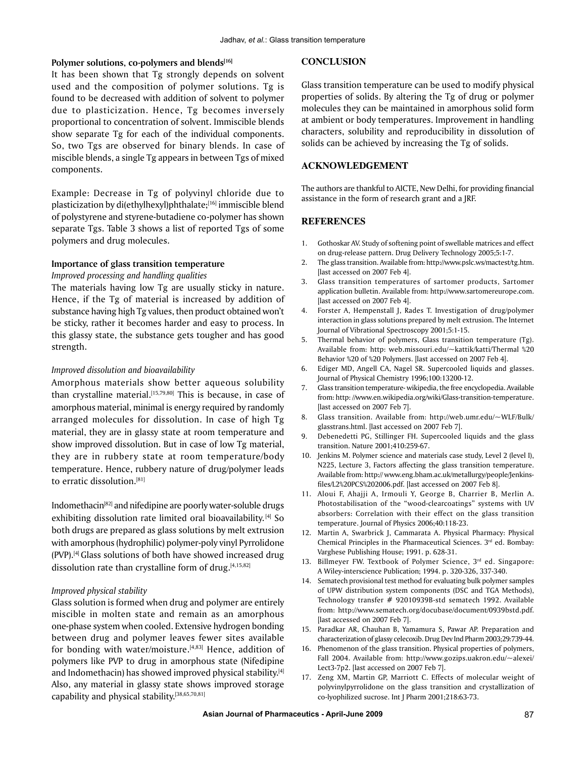#### Polymer solutions, co-polymers and blends[16]

It has been shown that Tg strongly depends on solvent used and the composition of polymer solutions. Tg is found to be decreased with addition of solvent to polymer due to plasticization. Hence, Tg becomes inversely proportional to concentration of solvent. Immiscible blends show separate Tg for each of the individual components. So, two Tgs are observed for binary blends. In case of miscible blends, a single Tg appears in between Tgs of mixed components.

Example: Decrease in Tg of polyvinyl chloride due to plasticization by di(ethylhexyl)phthalate;[16] immiscible blend of polystyrene and styrene-butadiene co-polymer has shown separate Tgs. Table 3 shows a list of reported Tgs of some polymers and drug molecules.

#### Importance of glass transition temperature

*Improved processing and handling qualities*

The materials having low Tg are usually sticky in nature. Hence, if the Tg of material is increased by addition of substance having high Tg values, then product obtained won't be sticky, rather it becomes harder and easy to process. In this glassy state, the substance gets tougher and has good strength.

*Improved dissolution and bioavailability*

Amorphous materials show better aqueous solubility than crystalline material.[15,79,80] This is because, in case of amorphous material, minimal is energy required by randomly arranged molecules for dissolution. In case of high Tg material, they are in glassy state at room temperature and show improved dissolution. But in case of low Tg material, they are in rubbery state at room temperature/body temperature. Hence, rubbery nature of drug/polymer leads to erratic dissolution.[81]

Indomethacin[82] and nifedipine are poorly water-soluble drugs exhibiting dissolution rate limited oral bioavailability.[4] So both drugs are prepared as glass solutions by melt extrusion with amorphous (hydrophilic) polymer-poly vinyl Pyrrolidone (PVP).[4] Glass solutions of both have showed increased drug dissolution rate than crystalline form of drug.[4,15,82]

*Improved physical stability*

Glass solution is formed when drug and polymer are entirely miscible in molten state and remain as an amorphous one-phase system when cooled. Extensive hydrogen bonding between drug and polymer leaves fewer sites available for bonding with water/moisture.[4,83] Hence, addition of polymers like PVP to drug in amorphous state (Nifedipine and Indomethacin) has showed improved physical stability.[4] Also, any material in glassy state shows improved storage capability and physical stability.[38,65,70,81]

## CONCLUSION

Glass transition temperature can be used to modify physical properties of solids. By altering the Tg of drug or polymer molecules they can be maintained in amorphous solid form at ambient or body temperatures. Improvement in handling characters, solubility and reproducibility in dissolution of solids can be achieved by increasing the Tg of solids.

## ACKNOWLEDGEMENT

The authors are thankful to AICTE, New Delhi, for providing financial assistance in the form of research grant and a JRF.

## REFERENCES

1. Gothoskar AV. Study of softening point of swellable matrices and effect on drug-release pattern. Drug Delivery Technology 2005;5:1-7.
2. The glass transition. Available from: http://www.pslc.ws/mactest/tg.htm. [last accessed on 2007 Feb 4].
3. Glass transition temperatures of sartomer products, Sartomer application bulletin. Available from: http://www.sartomereurope.com. [last accessed on 2007 Feb 4].
4. Forster A, Hempenstall J, Rades T. Investigation of drug/polymer interaction in glass solutions prepared by melt extrusion. The Internet Journal of Vibrational Spectroscopy 2001;5:1-15.
5. Thermal behavior of polymers, Glass transition temperature (Tg). Available from: http: web.missouri.edu/~kattik/katti/Thermal %20 Behavior %20 of %20 Polymers. [last accessed on 2007 Feb 4].
6. Ediger MD, Angell CA, Nagel SR. Supercooled liquids and glasses. Journal of Physical Chemistry 1996;100:13200-12.
7. Glass transition temperature- wikipedia, the free encyclopedia. Available from: http: //www.en.wikipedia.org/wiki/Glass-transition-temperature. [last accessed on 2007 Feb 7].
8. Glass transition. Available from: http://web.umr.edu/~WLF/Bulk/glasstrans.html. [last accessed on 2007 Feb 7].
9. Debenedetti PG, Stillinger FH. Supercooled liquids and the glass transition. Nature 2001;410:259-67.
10. Jenkins M. Polymer science and materials case study, Level 2 (level I), N225, Lecture 3, Factors affecting the glass transition temperature. Available from: http:// www.eng.bham.ac.uk/metallurgy/people/Jenkins-files/L2%20PCS%202006.pdf. [last accessed on 2007 Feb 8].
11. Aloui F, Ahajji A, Irmouli Y, George B, Charrier B, Merlin A. Photostabilisation of the "wood-clearcoatings" systems with UV absorbers: Correlation with their effect on the glass transition temperature. Journal of Physics 2006;40:118-23.
12. Martin A, Swarbrick J, Cammarata A. Physical Pharmacy: Physical Chemical Principles in the Pharmaceutical Sciences. 3rd ed. Bombay: Varghese Publishing House; 1991. p. 628-31.
13. Billmeyer FW. Textbook of Polymer Science, 3rd ed. Singapore: A Wiley-interscience Publication; 1994. p. 320-326, 337-340.
14. Sematech provisional test method for evaluating bulk polymer samples of UPW distribution system components (DSC and TGA Methods), Technology transfer # 92010939B-std sematech 1992. Available from: http://www.sematech.org/docubase/document/0939bstd.pdf. [last accessed on 2007 Feb 7].
15. Paradkar AR, Chauhan B, Yamamura S, Pawar AP. Preparation and characterization of glassy celecoxib. Drug Dev Ind Pharm 2003;29:739-44.
16. Phenomenon of the glass transition. Physical properties of polymers, Fall 2004. Available from: http://www.gozips.uakron.edu/~alexei/Lect3-7p2. [last accessed on 2007 Feb 7].
17. Zeng XM, Martin GP, Marriott C. Effects of molecular weight of polyvinylpyrrolidone on the glass transition and crystallization of co-lyophilized sucrose. Int J Pharm 2001;218:63-73.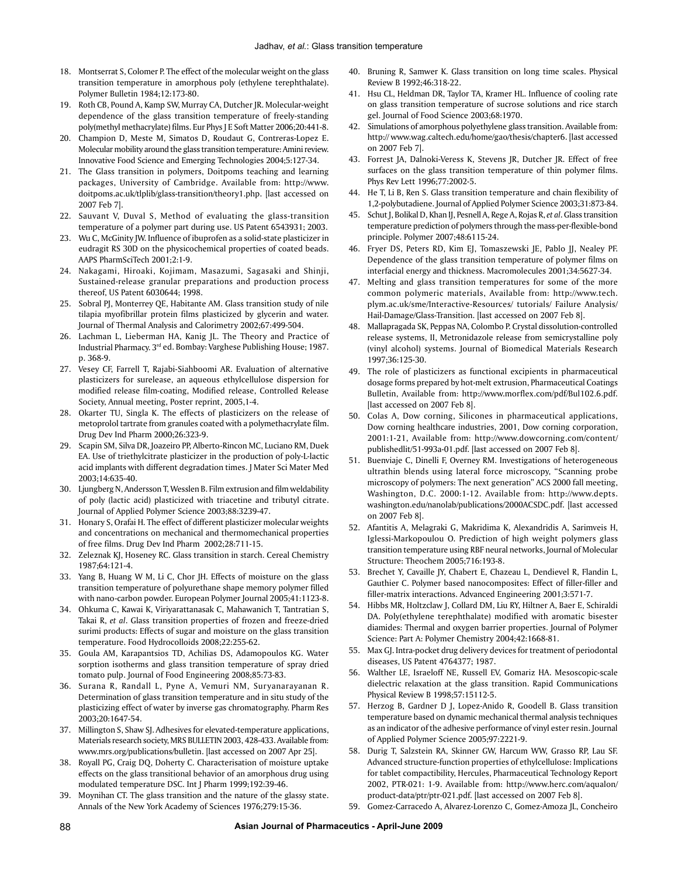18. Montserrat S, Colomer P. The effect of the molecular weight on the glass transition temperature in amorphous poly (ethylene terephthalate). Polymer Bulletin 1984;12:173-80.
19. Roth CB, Pound A, Kamp SW, Murray CA, Dutcher JR. Molecular-weight dependence of the glass transition temperature of freely-standing poly(methyl methacrylate) films. Eur Phys J E Soft Matter 2006;20:441-8.
20. Champion D, Meste M, Simatos D, Roudaut G, Contreras-Lopez E. Molecular mobility around the glass transition temperature: Amini review. Innovative Food Science and Emerging Technologies 2004;5:127-34.
21. The Glass transition in polymers, Doitpoms teaching and learning packages, University of Cambridge. Available from: http://www.doitpoms.ac.uk/tlplib/glass-transition/theory1.php. [last accessed on 2007 Feb 7].
22. Sauvant V, Duval S, Method of evaluating the glass-transition temperature of a polymer part during use. US Patent 6543931; 2003.
23. Wu C, McGinity JW. Influence of ibuprofen as a solid-state plasticizer in eudragit RS 30D on the physicochemical properties of coated beads. AAPS PharmSciTech 2001;2:1-9.
24. Nakagami, Hiroaki, Kojimam, Masazumi, Sagasaki and Shinji, Sustained-release granular preparations and production process thereof, US Patent 6030644; 1998.
25. Sobral PJ, Monterrey QE, Habitante AM. Glass transition study of nile tilapia myofibrillar protein films plasticized by glycerin and water. Journal of Thermal Analysis and Calorimetry 2002;67:499-504.
26. Lachman L, Lieberman HA, Kanig JL. The Theory and Practice of Industrial Pharmacy. 3rd ed. Bombay: Varghese Publishing House; 1987. p. 368-9.
27. Vesey CF, Farrell T, Rajabi-Siahboomi AR. Evaluation of alternative plasticizers for surelease, an aqueous ethylcellulose dispersion for modified release film-coating, Modified release, Controlled Release Society, Annual meeting, Poster reprint, 2005,1-4.
28. Okarter TU, Singla K. The effects of plasticizers on the release of metoprolol tartrate from granules coated with a polymethacrylate film. Drug Dev Ind Pharm 2000;26:323-9.
29. Scapin SM, Silva DR, Joazeiro PP, Alberto-Rincon MC, Luciano RM, Duek EA. Use of triethylcitrate plasticizer in the production of poly-L-lactic acid implants with different degradation times. J Mater Sci Mater Med 2003;14:635-40.
30. Ljungberg N, Andersson T, Wesslen B. Film extrusion and film weldability of poly (lactic acid) plasticized with triacetine and tributyl citrate. Journal of Applied Polymer Science 2003;88:3239-47.
31. Honary S, Orafai H. The effect of different plasticizer molecular weights and concentrations on mechanical and thermomechanical properties of free films. Drug Dev Ind Pharm 2002;28:711-15.
32. Zeleznak KJ, Hoseney RC. Glass transition in starch. Cereal Chemistry 1987;64:121-4.
33. Yang B, Huang W M, Li C, Chor JH. Effects of moisture on the glass transition temperature of polyurethane shape memory polymer filled with nano-carbon powder. European Polymer Journal 2005;41:1123-8.
34. Ohkuma C, Kawai K, Viriyarattanasak C, Mahawanich T, Tantratian S, Takai R, *et al*. Glass transition properties of frozen and freeze-dried surimi products: Effects of sugar and moisture on the glass transition temperature. Food Hydrocolloids 2008;22:255-62.
35. Goula AM, Karapantsios TD, Achilias DS, Adamopoulos KG. Water sorption isotherms and glass transition temperature of spray dried tomato pulp. Journal of Food Engineering 2008;85:73-83.
36. Surana R, Randall L, Pyne A, Vemuri NM, Suryanarayanan R. Determination of glass transition temperature and in situ study of the plasticizing effect of water by inverse gas chromatography. Pharm Res 2003;20:1647-54.
37. Millington S, Shaw SJ. Adhesives for elevated-temperature applications, Materials research society, MRS BULLETIN 2003, 428-433. Available from: www.mrs.org/publications/bulletin. [last accessed on 2007 Apr 25].
38. Royall PG, Craig DQ, Doherty C. Characterisation of moisture uptake effects on the glass transitional behavior of an amorphous drug using modulated temperature DSC. Int J Pharm 1999;192:39-46.
39. Moynihan CT. The glass transition and the nature of the glassy state. Annals of the New York Academy of Sciences 1976;279:15-36.
40. Bruning R, Samwer K. Glass transition on long time scales. Physical Review B 1992;46:318-22.
41. Hsu CL, Heldman DR, Taylor TA, Kramer HL. Influence of cooling rate on glass transition temperature of sucrose solutions and rice starch gel. Journal of Food Science 2003;68:1970.
42. Simulations of amorphous polyethylene glass transition. Available from: http:// www.wag.caltech.edu/home/gao/thesis/chapter6. [last accessed on 2007 Feb 7].
43. Forrest JA, Dalnoki-Veress K, Stevens JR, Dutcher JR. Effect of free surfaces on the glass transition temperature of thin polymer films. Phys Rev Lett 1996;77:2002-5.
44. He T, Li B, Ren S. Glass transition temperature and chain flexibility of 1,2-polybutadiene. Journal of Applied Polymer Science 2003;31:873-84.
45. Schut J, Bolikal D, Khan IJ, Pesnell A, Rege A, Rojas R, *et al*. Glass transition temperature prediction of polymers through the mass-per-flexible-bond principle. Polymer 2007;48:6115-24.
46. Fryer DS, Peters RD, Kim EJ, Tomaszewski JE, Pablo JJ, Nealey PF. Dependence of the glass transition temperature of polymer films on interfacial energy and thickness. Macromolecules 2001;34:5627-34.
47. Melting and glass transition temperatures for some of the more common polymeric materials, Available from: http://www.tech.plym.ac.uk/sme/Interactive-Resources/ tutorials/ Failure Analysis/ Hail-Damage/Glass-Transition. [last accessed on 2007 Feb 8].
48. Mallapragada SK, Peppas NA, Colombo P. Crystal dissolution-controlled release systems, II, Metronidazole release from semicrystalline poly (vinyl alcohol) systems. Journal of Biomedical Materials Research 1997;36:125-30.
49. The role of plasticizers as functional excipients in pharmaceutical dosage forms prepared by hot-melt extrusion, Pharmaceutical Coatings Bulletin, Available from: http://www.morflex.com/pdf/Bul102.6.pdf. [last accessed on 2007 Feb 8].
50. Colas A, Dow corning, Silicones in pharmaceutical applications, Dow corning healthcare industries, 2001, Dow corning corporation, 2001:1-21, Available from: http://www.dowcorning.com/content/publishedlit/51-993a-01.pdf. [last accessed on 2007 Feb 8].
51. Buenviaje C, Dinelli F, Overney RM. Investigations of heterogeneous ultrathin blends using lateral force microscopy, "Scanning probe microscopy of polymers: The next generation" ACS 2000 fall meeting, Washington, D.C. 2000:1-12. Available from: http://www.depts.washington.edu/nanolab/publications/2000ACSDC.pdf. [last accessed on 2007 Feb 8].
52. Afantitis A, Melagraki G, Makridima K, Alexandridis A, Sarimveis H, Iglessi-Markopoulou O. Prediction of high weight polymers glass transition temperature using RBF neural networks, Journal of Molecular Structure: Theochem 2005;716:193-8.
53. Brechet Y, Cavaille JY, Chabert E, Chazeau L, Dendievel R, Flandin L, Gauthier C. Polymer based nanocomposites: Effect of filler-filler and filler-matrix interactions. Advanced Engineering 2001;3:571-7.
54. Hibbs MR, Holtzclaw J, Collard DM, Liu RY, Hiltner A, Baer E, Schiraldi DA. Poly(ethylene terephthalate) modified with aromatic bisester diamides: Thermal and oxygen barrier properties. Journal of Polymer Science: Part A: Polymer Chemistry 2004;42:1668-81.
55. Max GJ. Intra-pocket drug delivery devices for treatment of periodontal diseases, US Patent 4764377; 1987.
56. Walther LE, Israeloff NE, Russell EV, Gomariz HA. Mesoscopic-scale dielectric relaxation at the glass transition. Rapid Communications Physical Review B 1998;57:15112-5.
57. Herzog B, Gardner D J, Lopez-Anido R, Goodell B. Glass transition temperature based on dynamic mechanical thermal analysis techniques as an indicator of the adhesive performance of vinyl ester resin. Journal of Applied Polymer Science 2005;97:2221-9.
58. Durig T, Salzstein RA, Skinner GW, Harcum WW, Grasso RP, Lau SF. Advanced structure-function properties of ethylcellulose: Implications for tablet compactibility, Hercules, Pharmaceutical Technology Report 2002, PTR-021: 1-9. Available from: http://www.herc.com/aqualon/product-data/ptr/ptr-021.pdf. [last accessed on 2007 Feb 8].
59. Gomez-Carracedo A, Alvarez-Lorenzo C, Gomez-Amoza JL, Concheiro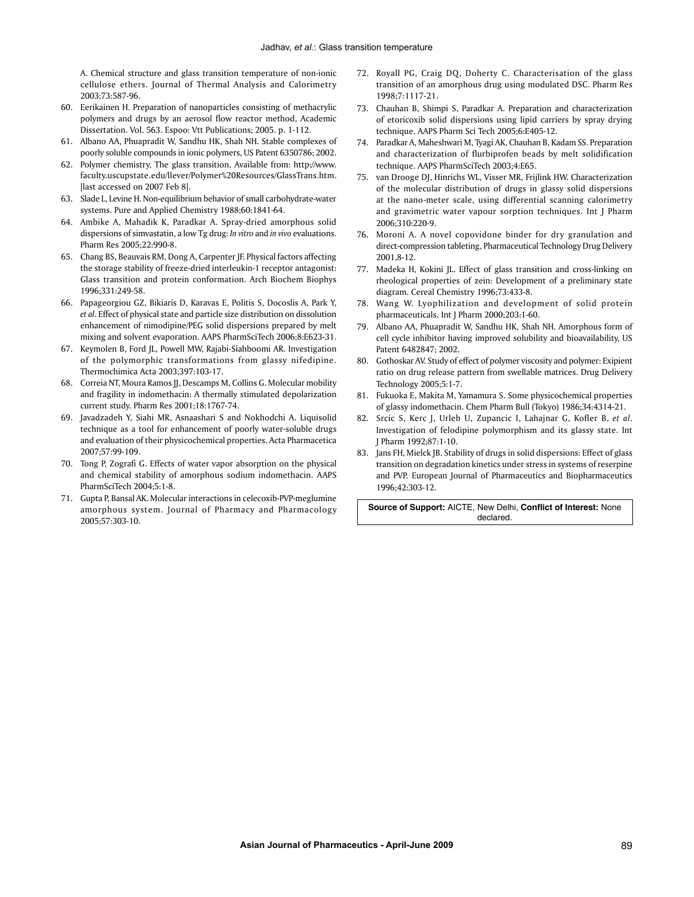A. Chemical structure and glass transition temperature of non-ionic cellulose ethers. Journal of Thermal Analysis and Calorimetry 2003;73:587-96.

60. Eerikainen H. Preparation of nanoparticles consisting of methacrylic polymers and drugs by an aerosol flow reactor method, Academic Dissertation. Vol. 563. Espoo: Vtt Publications; 2005. p. 1-112.
61. Albano AA, Phuapradit W, Sandhu HK, Shah NH. Stable complexes of poorly soluble compounds in ionic polymers, US Patent 6350786; 2002.
62. Polymer chemistry, The glass transition, Available from: http://www.faculty.uscupstate.edu/llever/Polymer%20Resources/GlassTrans.htm. [last accessed on 2007 Feb 8].
63. Slade L, Levine H. Non-equilibrium behavior of small carbohydrate-water systems. Pure and Applied Chemistry 1988;60:1841-64.
64. Ambike A, Mahadik K, Paradkar A. Spray-dried amorphous solid dispersions of simvastatin, a low Tg drug: *In vitro* and *in vivo* evaluations. Pharm Res 2005;22:990-8.
65. Chang BS, Beauvais RM, Dong A, Carpenter JF. Physical factors affecting the storage stability of freeze-dried interleukin-1 receptor antagonist: Glass transition and protein conformation. Arch Biochem Biophys 1996;331:249-58.
66. Papageorgiou GZ, Bikiaris D, Karavas E, Politis S, Docoslis A, Park Y, *et al*. Effect of physical state and particle size distribution on dissolution enhancement of nimodipine/PEG solid dispersions prepared by melt mixing and solvent evaporation. AAPS PharmSciTech 2006;8:E623-31.
67. Keymolen B, Ford JL, Powell MW, Rajabi-Siahboomi AR. Investigation of the polymorphic transformations from glassy nifedipine. Thermochimica Acta 2003;397:103-17.
68. Correia NT, Moura Ramos JJ, Descamps M, Collins G. Molecular mobility and fragility in indomethacin: A thermally stimulated depolarization current study. Pharm Res 2001;18:1767-74.
69. Javadzadeh Y, Siahi MR, Asnaashari S and Nokhodchi A. Liquisolid technique as a tool for enhancement of poorly water-soluble drugs and evaluation of their physicochemical properties. Acta Pharmacetica 2007;57:99-109.
70. Tong P, Zografi G. Effects of water vapor absorption on the physical and chemical stability of amorphous sodium indomethacin. AAPS PharmSciTech 2004;5:1-8.
71. Gupta P, Bansal AK. Molecular interactions in celecoxib-PVP-meglumine amorphous system. Journal of Pharmacy and Pharmacology 2005;57:303-10.
72. Royall PG, Craig DQ, Doherty C. Characterisation of the glass transition of an amorphous drug using modulated DSC. Pharm Res 1998;7:1117-21.
73. Chauhan B, Shimpi S, Paradkar A. Preparation and characterization of etoricoxib solid dispersions using lipid carriers by spray drying technique. AAPS Pharm Sci Tech 2005;6:E405-12.
74. Paradkar A, Maheshwari M, Tyagi AK, Chauhan B, Kadam SS. Preparation and characterization of flurbiprofen beads by melt solidification technique. AAPS PharmSciTech 2003;4:E65.
75. van Drooge DJ, Hinrichs WL, Visser MR, Frijlink HW. Characterization of the molecular distribution of drugs in glassy solid dispersions at the nano-meter scale, using differential scanning calorimetry and gravimetric water vapour sorption techniques. Int J Pharm 2006;310:220-9.
76. Moroni A. A novel copovidone binder for dry granulation and direct-compression tableting, Pharmaceutical Technology Drug Delivery 2001,8-12.
77. Madeka H, Kokini JL. Effect of glass transition and cross-linking on rheological properties of zein: Development of a preliminary state diagram. Cereal Chemistry 1996;73:433-8.
78. Wang W. Lyophilization and development of solid protein pharmaceuticals. Int J Pharm 2000;203:1-60.
79. Albano AA, Phuapradit W, Sandhu HK, Shah NH. Amorphous form of cell cycle inhibitor having improved solubility and bioavailability, US Patent 6482847; 2002.
80. Gothoskar AV. Study of effect of polymer viscosity and polymer: Exipient ratio on drug release pattern from swellable matrices. Drug Delivery Technology 2005;5:1-7.
81. Fukuoka E, Makita M, Yamamura S. Some physicochemical properties of glassy indomethacin. Chem Pharm Bull (Tokyo) 1986;34:4314-21.
82. Srcic S, Kerc J, Urleb U, Zupancic I, Lahajnar G, Kofler B, *et al*. Investigation of felodipine polymorphism and its glassy state. Int J Pharm 1992;87:1-10.
83. Jans FH, Mielck JB. Stability of drugs in solid dispersions: Effect of glass transition on degradation kinetics under stress in systems of reserpine and PVP. European Journal of Pharmaceutics and Biopharmaceutics 1996;42:303-12.

**Source of Support:** AICTE, New Delhi, **Conflict of Interest:** None declared.